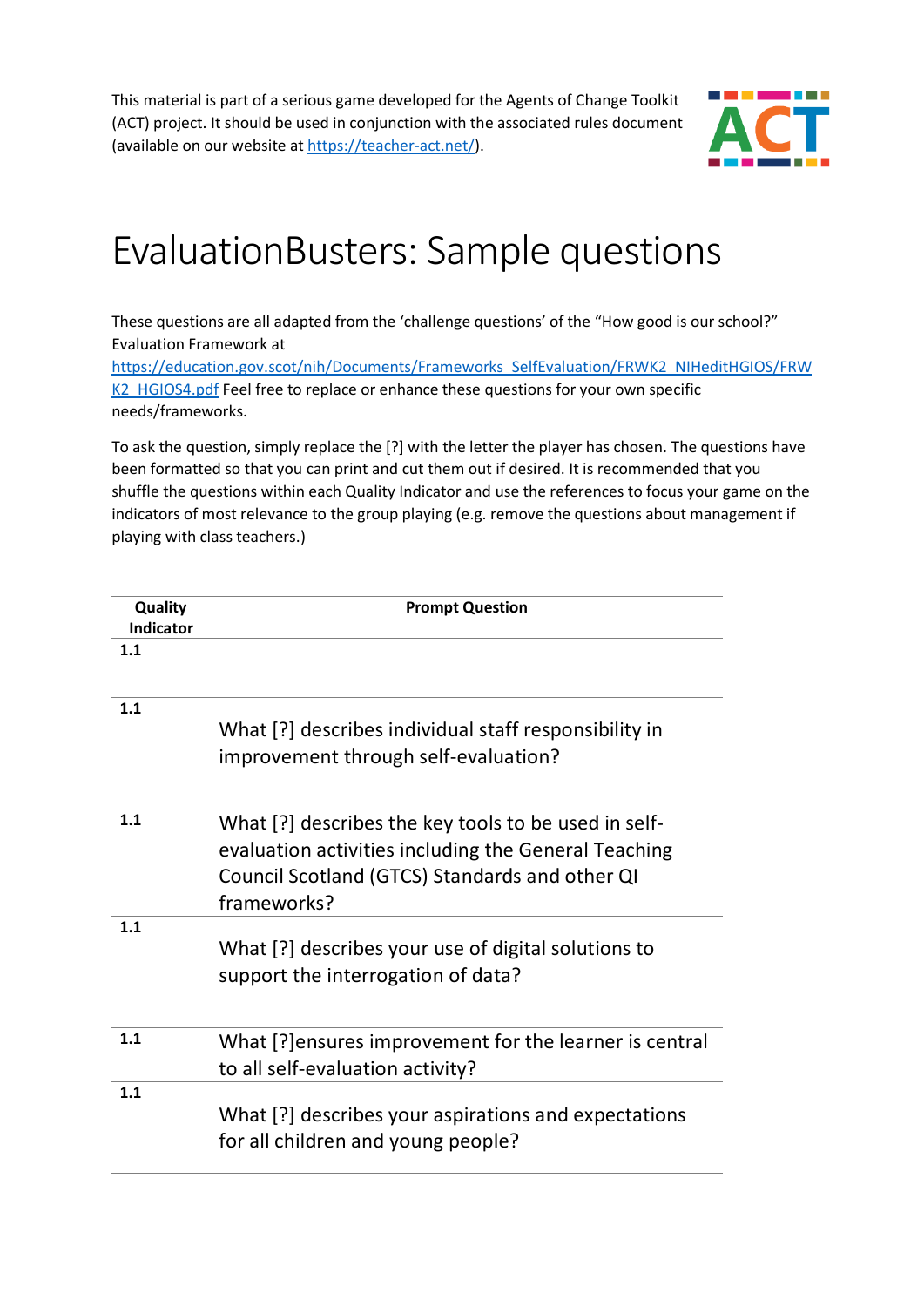This material is part of a serious game developed for the Agents of Change Toolkit (ACT) project. It should be used in conjunction with the associated rules document (available on our website at https://teacher-act.net/).

# EvaluationBusters: Sample questions

These questions are all adapted from the 'challenge questions' of the "How good is our school?" Evaluation Framework at https://education.gov.scot/nih/Documents/Frameworks_SelfEvaluation/FRWK2_NIHeditHGIOS/FRWK2_HGIOS4.pdf Feel free to replace or enhance these questions for your own specific needs/frameworks.

To ask the question, simply replace the [?] with the letter the player has chosen. The questions have been formatted so that you can print and cut them out if desired. It is recommended that you shuffle the questions within each Quality Indicator and use the references to focus your game on the indicators of most relevance to the group playing (e.g. remove the questions about management if playing with class teachers.)

| Quality Indicator | Prompt Question |
|---|---|
| 1.1 | |
| 1.1 | What [?] describes individual staff responsibility in improvement through self-evaluation? |
| 1.1 | What [?] describes the key tools to be used in self-evaluation activities including the General Teaching Council Scotland (GTCS) Standards and other QI frameworks? |
| 1.1 | What [?] describes your use of digital solutions to support the interrogation of data? |
| 1.1 | What [?]ensures improvement for the learner is central to all self-evaluation activity? |
| 1.1 | What [?] describes your aspirations and expectations for all children and young people? |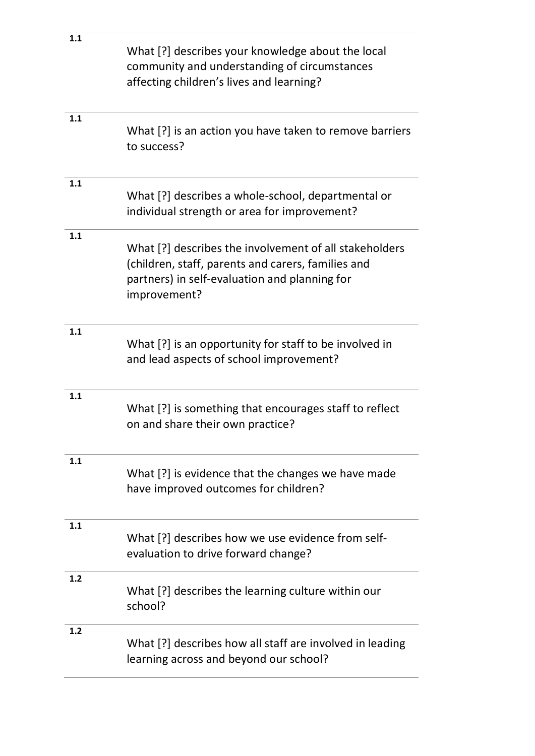| | |
|---|---|
| **1.1** | What [?] describes your knowledge about the local community and understanding of circumstances affecting children's lives and learning? |
| **1.1** | What [?] is an action you have taken to remove barriers to success? |
| **1.1** | What [?] describes a whole-school, departmental or individual strength or area for improvement? |
| **1.1** | What [?] describes the involvement of all stakeholders (children, staff, parents and carers, families and partners) in self-evaluation and planning for improvement? |
| **1.1** | What [?] is an opportunity for staff to be involved in and lead aspects of school improvement? |
| **1.1** | What [?] is something that encourages staff to reflect on and share their own practice? |
| **1.1** | What [?] is evidence that the changes we have made have improved outcomes for children? |
| **1.1** | What [?] describes how we use evidence from self-evaluation to drive forward change? |
| **1.2** | What [?] describes the learning culture within our school? |
| **1.2** | What [?] describes how all staff are involved in leading learning across and beyond our school? |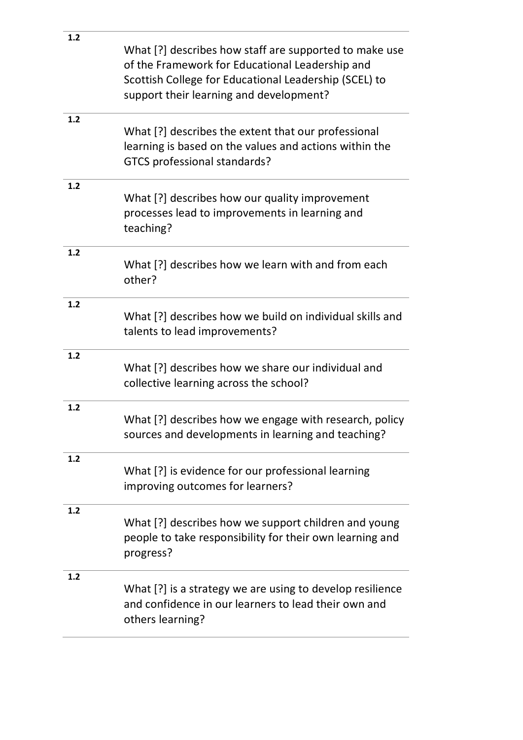| | |
|---|---|
| 1.2 | What [?] describes how staff are supported to make use of the Framework for Educational Leadership and Scottish College for Educational Leadership (SCEL) to support their learning and development? |
| 1.2 | What [?] describes the extent that our professional learning is based on the values and actions within the GTCS professional standards? |
| 1.2 | What [?] describes how our quality improvement processes lead to improvements in learning and teaching? |
| 1.2 | What [?] describes how we learn with and from each other? |
| 1.2 | What [?] describes how we build on individual skills and talents to lead improvements? |
| 1.2 | What [?] describes how we share our individual and collective learning across the school? |
| 1.2 | What [?] describes how we engage with research, policy sources and developments in learning and teaching? |
| 1.2 | What [?] is evidence for our professional learning improving outcomes for learners? |
| 1.2 | What [?] describes how we support children and young people to take responsibility for their own learning and progress? |
| 1.2 | What [?] is a strategy we are using to develop resilience and confidence in our learners to lead their own and others learning? |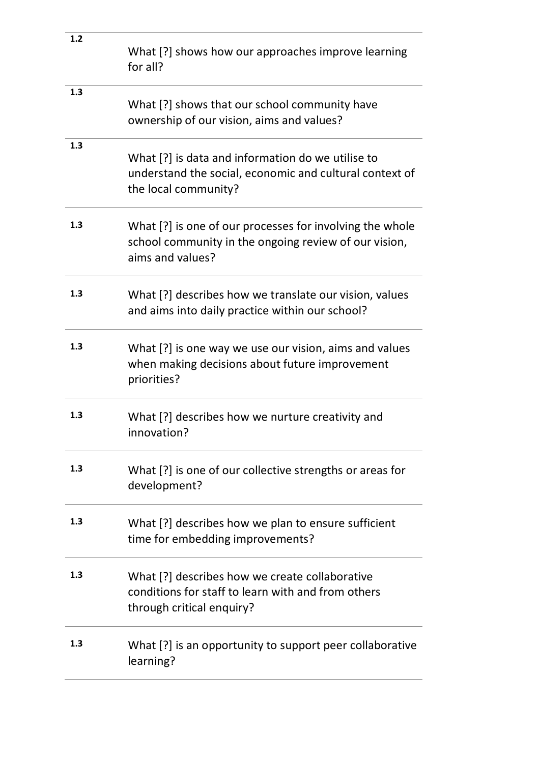| | |
|---|---|
| 1.2 | What [?] shows how our approaches improve learning for all? |
| 1.3 | What [?] shows that our school community have ownership of our vision, aims and values? |
| 1.3 | What [?] is data and information do we utilise to understand the social, economic and cultural context of the local community? |
| 1.3 | What [?] is one of our processes for involving the whole school community in the ongoing review of our vision, aims and values? |
| 1.3 | What [?] describes how we translate our vision, values and aims into daily practice within our school? |
| 1.3 | What [?] is one way we use our vision, aims and values when making decisions about future improvement priorities? |
| 1.3 | What [?] describes how we nurture creativity and innovation? |
| 1.3 | What [?] is one of our collective strengths or areas for development? |
| 1.3 | What [?] describes how we plan to ensure sufficient time for embedding improvements? |
| 1.3 | What [?] describes how we create collaborative conditions for staff to learn with and from others through critical enquiry? |
| 1.3 | What [?] is an opportunity to support peer collaborative learning? |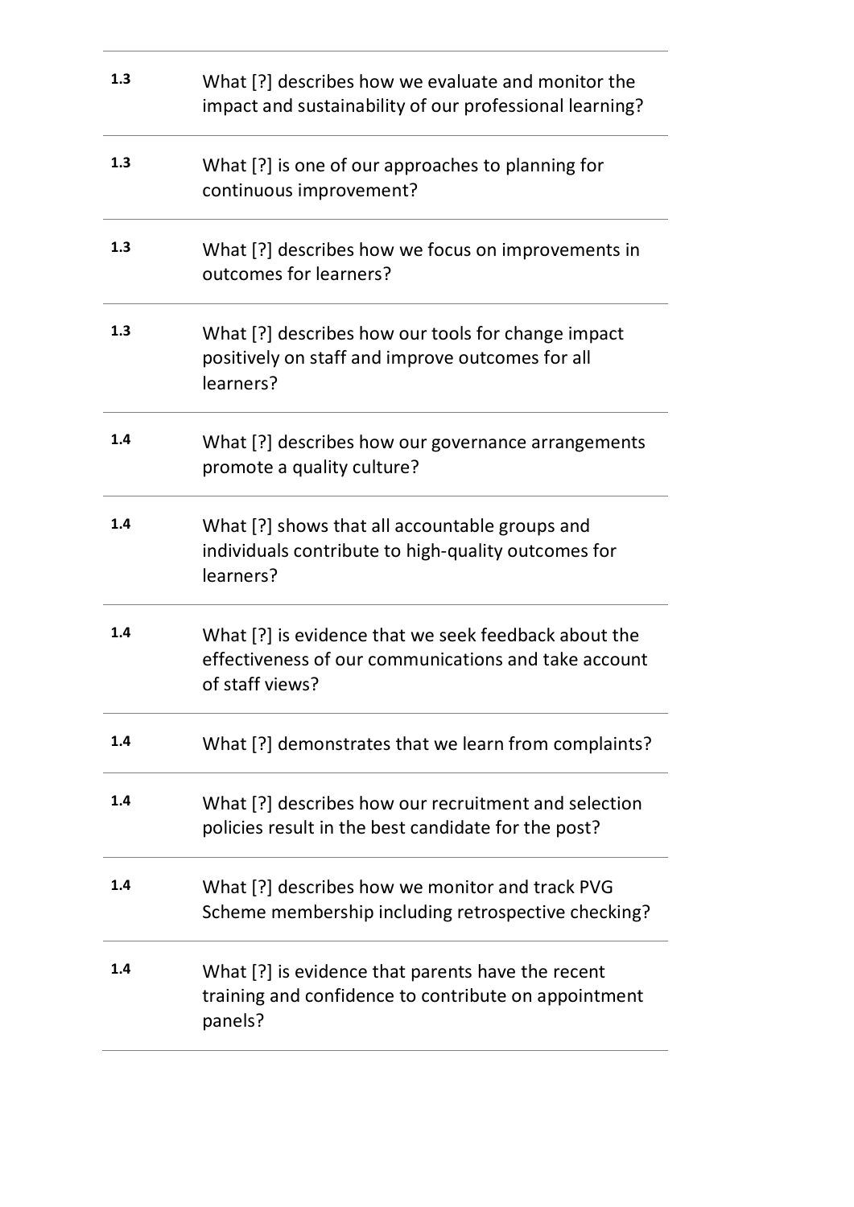| | |
|---|---|
| 1.3 | What [?] describes how we evaluate and monitor the impact and sustainability of our professional learning? |
| 1.3 | What [?] is one of our approaches to planning for continuous improvement? |
| 1.3 | What [?] describes how we focus on improvements in outcomes for learners? |
| 1.3 | What [?] describes how our tools for change impact positively on staff and improve outcomes for all learners? |
| 1.4 | What [?] describes how our governance arrangements promote a quality culture? |
| 1.4 | What [?] shows that all accountable groups and individuals contribute to high-quality outcomes for learners? |
| 1.4 | What [?] is evidence that we seek feedback about the effectiveness of our communications and take account of staff views? |
| 1.4 | What [?] demonstrates that we learn from complaints? |
| 1.4 | What [?] describes how our recruitment and selection policies result in the best candidate for the post? |
| 1.4 | What [?] describes how we monitor and track PVG Scheme membership including retrospective checking? |
| 1.4 | What [?] is evidence that parents have the recent training and confidence to contribute on appointment panels? |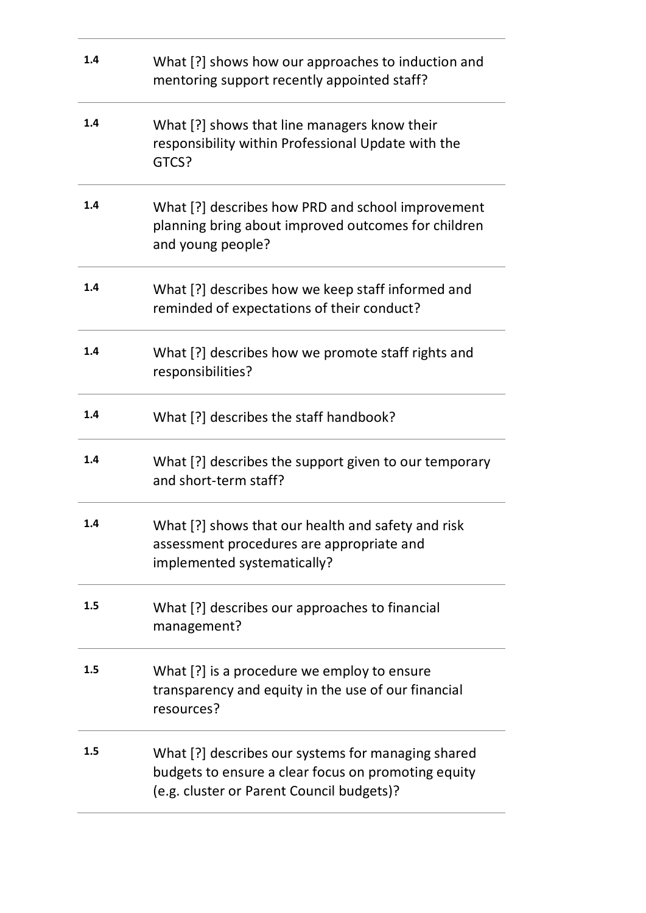| | |
|---|---|
| 1.4 | What [?] shows how our approaches to induction and mentoring support recently appointed staff? |
| 1.4 | What [?] shows that line managers know their responsibility within Professional Update with the GTCS? |
| 1.4 | What [?] describes how PRD and school improvement planning bring about improved outcomes for children and young people? |
| 1.4 | What [?] describes how we keep staff informed and reminded of expectations of their conduct? |
| 1.4 | What [?] describes how we promote staff rights and responsibilities? |
| 1.4 | What [?] describes the staff handbook? |
| 1.4 | What [?] describes the support given to our temporary and short-term staff? |
| 1.4 | What [?] shows that our health and safety and risk assessment procedures are appropriate and implemented systematically? |
| 1.5 | What [?] describes our approaches to financial management? |
| 1.5 | What [?] is a procedure we employ to ensure transparency and equity in the use of our financial resources? |
| 1.5 | What [?] describes our systems for managing shared budgets to ensure a clear focus on promoting equity (e.g. cluster or Parent Council budgets)? |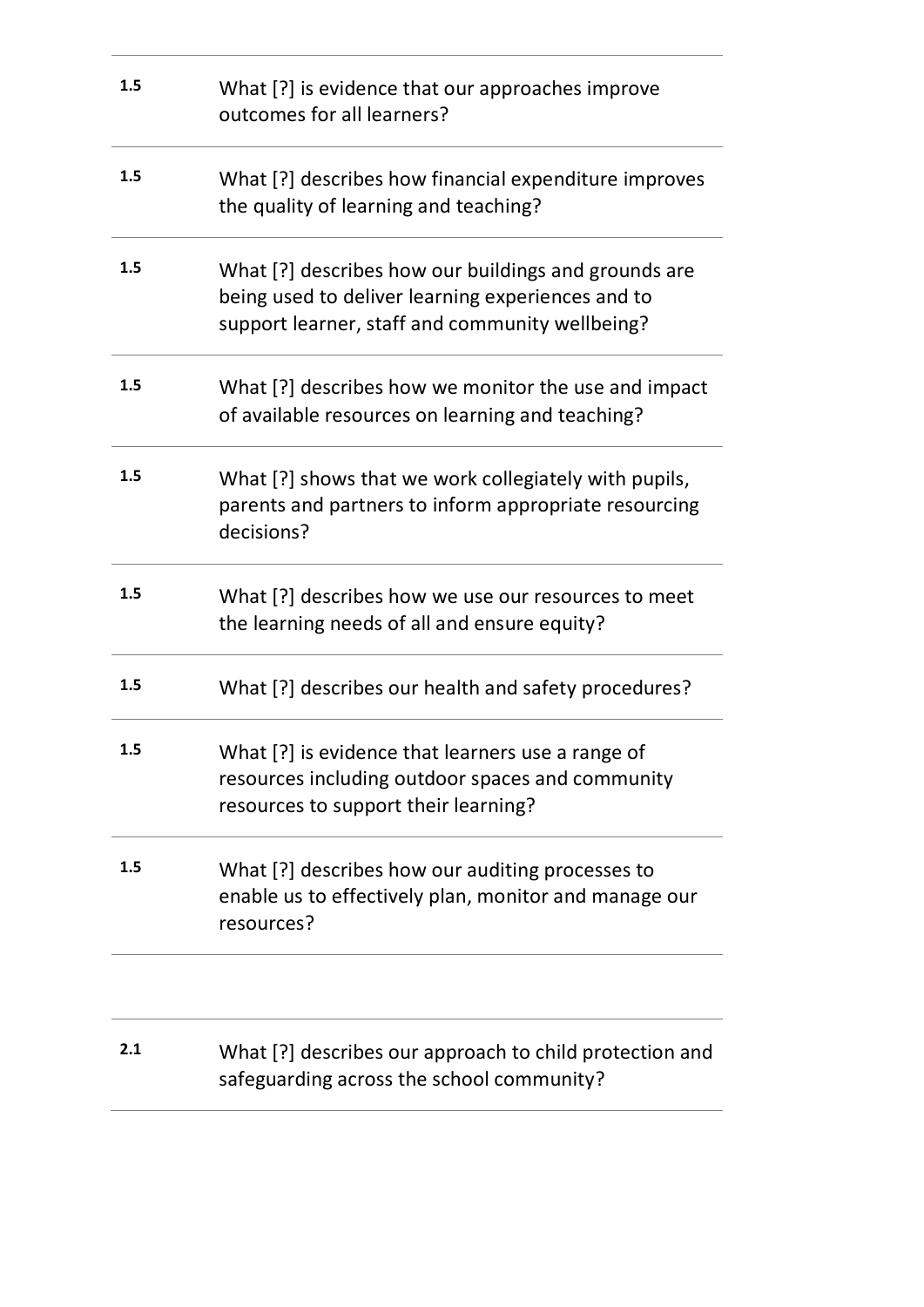| | |
|---|---|
| **1.5** | What [?] is evidence that our approaches improve outcomes for all learners? |
| **1.5** | What [?] describes how financial expenditure improves the quality of learning and teaching? |
| **1.5** | What [?] describes how our buildings and grounds are being used to deliver learning experiences and to support learner, staff and community wellbeing? |
| **1.5** | What [?] describes how we monitor the use and impact of available resources on learning and teaching? |
| **1.5** | What [?] shows that we work collegiately with pupils, parents and partners to inform appropriate resourcing decisions? |
| **1.5** | What [?] describes how we use our resources to meet the learning needs of all and ensure equity? |
| **1.5** | What [?] describes our health and safety procedures? |
| **1.5** | What [?] is evidence that learners use a range of resources including outdoor spaces and community resources to support their learning? |
| **1.5** | What [?] describes how our auditing processes to enable us to effectively plan, monitor and manage our resources? |

| | |
|---|---|
| **2.1** | What [?] describes our approach to child protection and safeguarding across the school community? |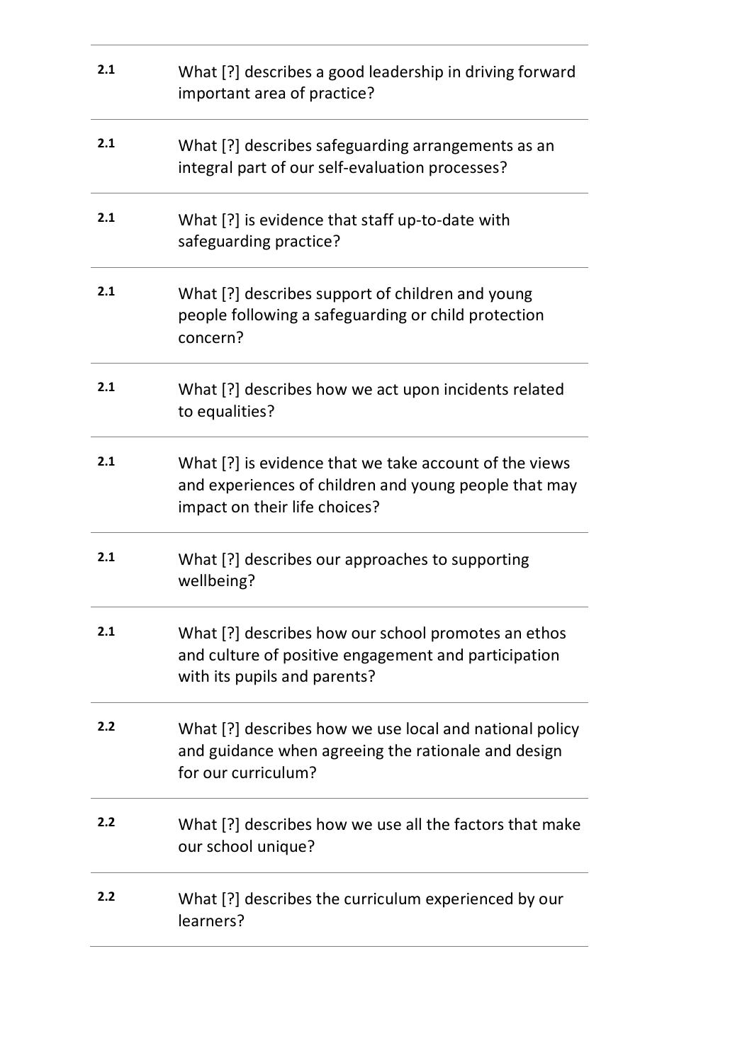| | |
|---|---|
| **2.1** | What [?] describes a good leadership in driving forward important area of practice? |
| **2.1** | What [?] describes safeguarding arrangements as an integral part of our self-evaluation processes? |
| **2.1** | What [?] is evidence that staff up-to-date with safeguarding practice? |
| **2.1** | What [?] describes support of children and young people following a safeguarding or child protection concern? |
| **2.1** | What [?] describes how we act upon incidents related to equalities? |
| **2.1** | What [?] is evidence that we take account of the views and experiences of children and young people that may impact on their life choices? |
| **2.1** | What [?] describes our approaches to supporting wellbeing? |
| **2.1** | What [?] describes how our school promotes an ethos and culture of positive engagement and participation with its pupils and parents? |
| **2.2** | What [?] describes how we use local and national policy and guidance when agreeing the rationale and design for our curriculum? |
| **2.2** | What [?] describes how we use all the factors that make our school unique? |
| **2.2** | What [?] describes the curriculum experienced by our learners? |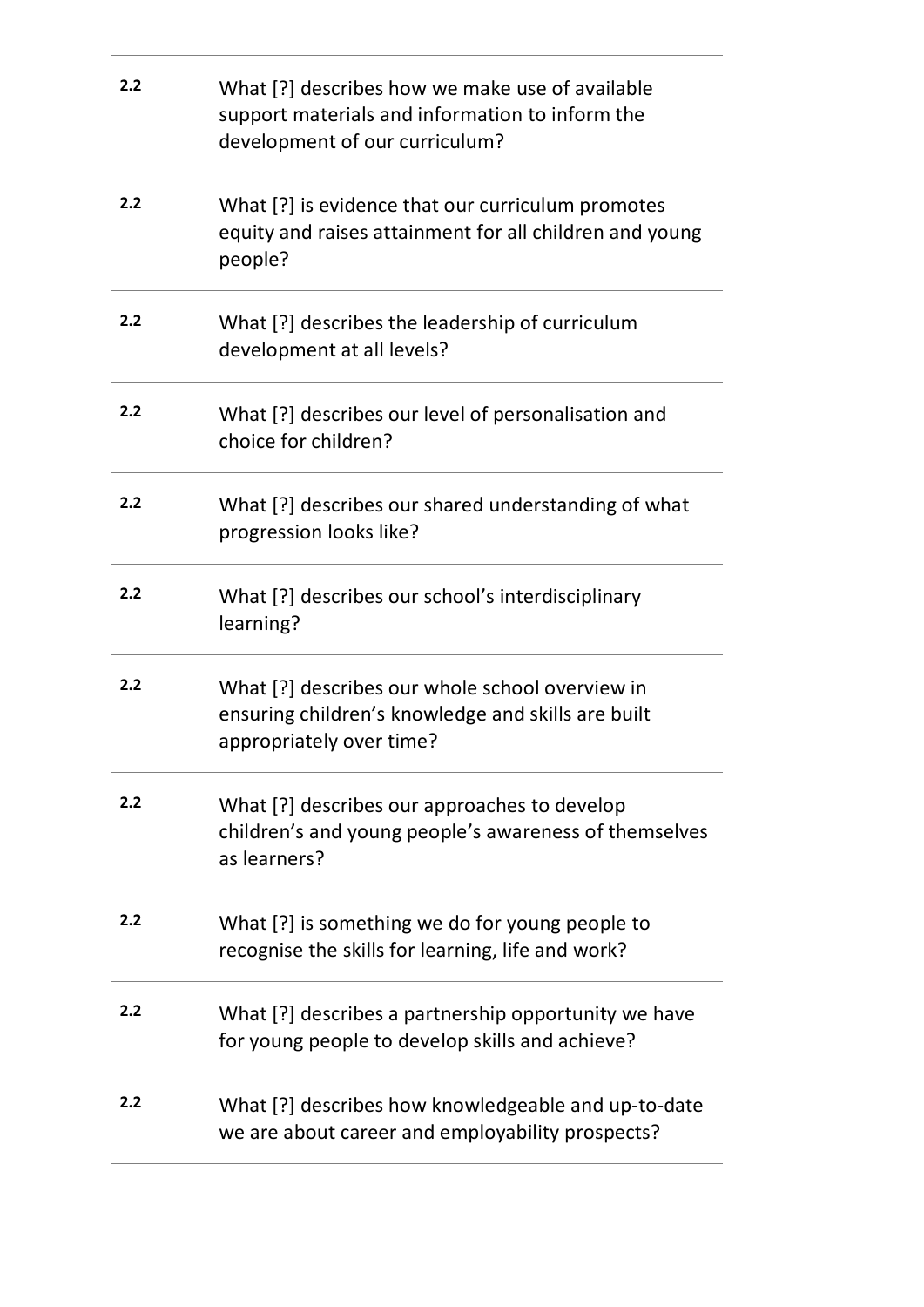| | |
|---|---|
| 2.2 | What [?] describes how we make use of available support materials and information to inform the development of our curriculum? |
| 2.2 | What [?] is evidence that our curriculum promotes equity and raises attainment for all children and young people? |
| 2.2 | What [?] describes the leadership of curriculum development at all levels? |
| 2.2 | What [?] describes our level of personalisation and choice for children? |
| 2.2 | What [?] describes our shared understanding of what progression looks like? |
| 2.2 | What [?] describes our school's interdisciplinary learning? |
| 2.2 | What [?] describes our whole school overview in ensuring children's knowledge and skills are built appropriately over time? |
| 2.2 | What [?] describes our approaches to develop children's and young people's awareness of themselves as learners? |
| 2.2 | What [?] is something we do for young people to recognise the skills for learning, life and work? |
| 2.2 | What [?] describes a partnership opportunity we have for young people to develop skills and achieve? |
| 2.2 | What [?] describes how knowledgeable and up-to-date we are about career and employability prospects? |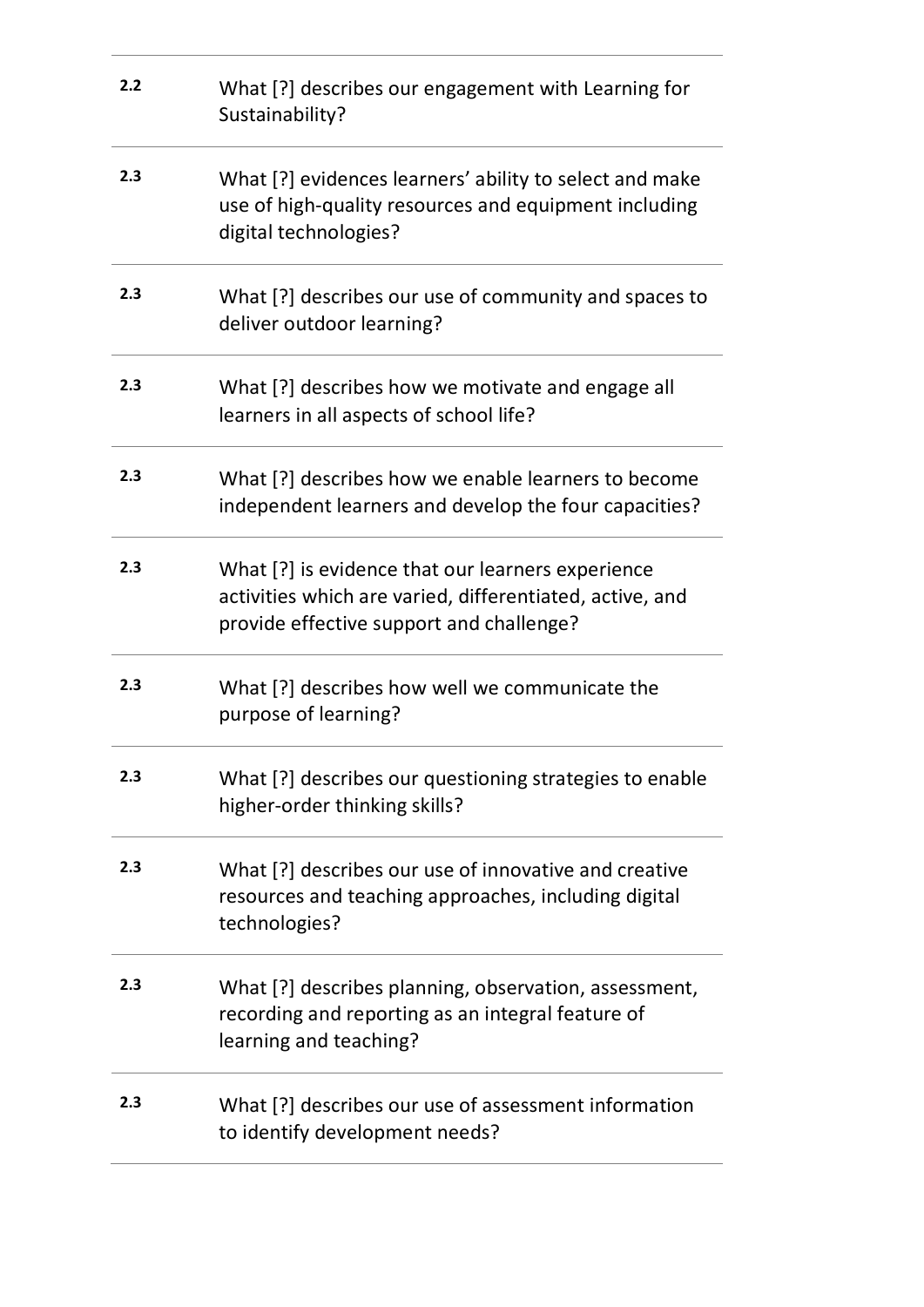| | |
|---|---|
| **2.2** | What [?] describes our engagement with Learning for Sustainability? |
| **2.3** | What [?] evidences learners' ability to select and make use of high-quality resources and equipment including digital technologies? |
| **2.3** | What [?] describes our use of community and spaces to deliver outdoor learning? |
| **2.3** | What [?] describes how we motivate and engage all learners in all aspects of school life? |
| **2.3** | What [?] describes how we enable learners to become independent learners and develop the four capacities? |
| **2.3** | What [?] is evidence that our learners experience activities which are varied, differentiated, active, and provide effective support and challenge? |
| **2.3** | What [?] describes how well we communicate the purpose of learning? |
| **2.3** | What [?] describes our questioning strategies to enable higher-order thinking skills? |
| **2.3** | What [?] describes our use of innovative and creative resources and teaching approaches, including digital technologies? |
| **2.3** | What [?] describes planning, observation, assessment, recording and reporting as an integral feature of learning and teaching? |
| **2.3** | What [?] describes our use of assessment information to identify development needs? |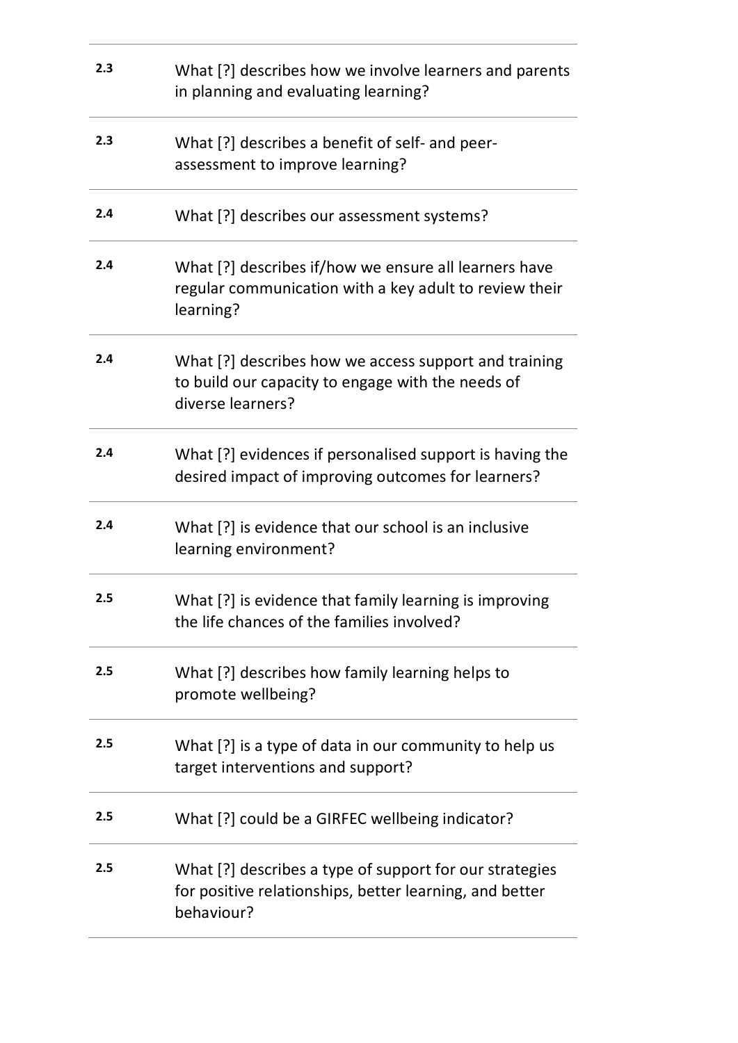| | |
|---|---|
| 2.3 | What [?] describes how we involve learners and parents in planning and evaluating learning? |
| 2.3 | What [?] describes a benefit of self- and peer-assessment to improve learning? |
| 2.4 | What [?] describes our assessment systems? |
| 2.4 | What [?] describes if/how we ensure all learners have regular communication with a key adult to review their learning? |
| 2.4 | What [?] describes how we access support and training to build our capacity to engage with the needs of diverse learners? |
| 2.4 | What [?] evidences if personalised support is having the desired impact of improving outcomes for learners? |
| 2.4 | What [?] is evidence that our school is an inclusive learning environment? |
| 2.5 | What [?] is evidence that family learning is improving the life chances of the families involved? |
| 2.5 | What [?] describes how family learning helps to promote wellbeing? |
| 2.5 | What [?] is a type of data in our community to help us target interventions and support? |
| 2.5 | What [?] could be a GIRFEC wellbeing indicator? |
| 2.5 | What [?] describes a type of support for our strategies for positive relationships, better learning, and better behaviour? |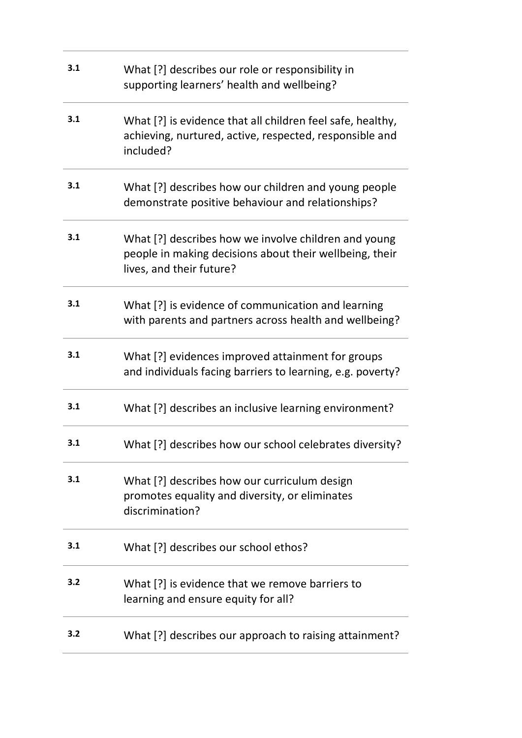| | |
|---|---|
| **3.1** | What [?] describes our role or responsibility in supporting learners' health and wellbeing? |
| **3.1** | What [?] is evidence that all children feel safe, healthy, achieving, nurtured, active, respected, responsible and included? |
| **3.1** | What [?] describes how our children and young people demonstrate positive behaviour and relationships? |
| **3.1** | What [?] describes how we involve children and young people in making decisions about their wellbeing, their lives, and their future? |
| **3.1** | What [?] is evidence of communication and learning with parents and partners across health and wellbeing? |
| **3.1** | What [?] evidences improved attainment for groups and individuals facing barriers to learning, e.g. poverty? |
| **3.1** | What [?] describes an inclusive learning environment? |
| **3.1** | What [?] describes how our school celebrates diversity? |
| **3.1** | What [?] describes how our curriculum design promotes equality and diversity, or eliminates discrimination? |
| **3.1** | What [?] describes our school ethos? |
| **3.2** | What [?] is evidence that we remove barriers to learning and ensure equity for all? |
| **3.2** | What [?] describes our approach to raising attainment? |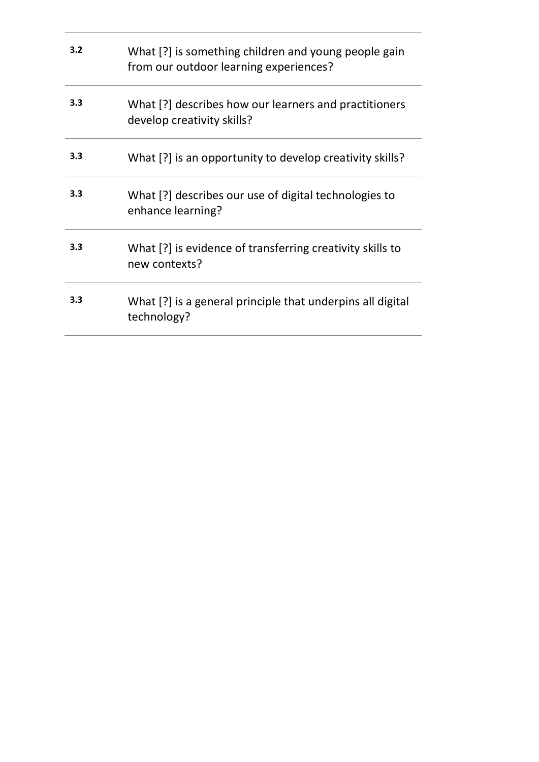| | |
|---|---|
| **3.2** | What [?] is something children and young people gain from our outdoor learning experiences? |
| **3.3** | What [?] describes how our learners and practitioners develop creativity skills? |
| **3.3** | What [?] is an opportunity to develop creativity skills? |
| **3.3** | What [?] describes our use of digital technologies to enhance learning? |
| **3.3** | What [?] is evidence of transferring creativity skills to new contexts? |
| **3.3** | What [?] is a general principle that underpins all digital technology? |